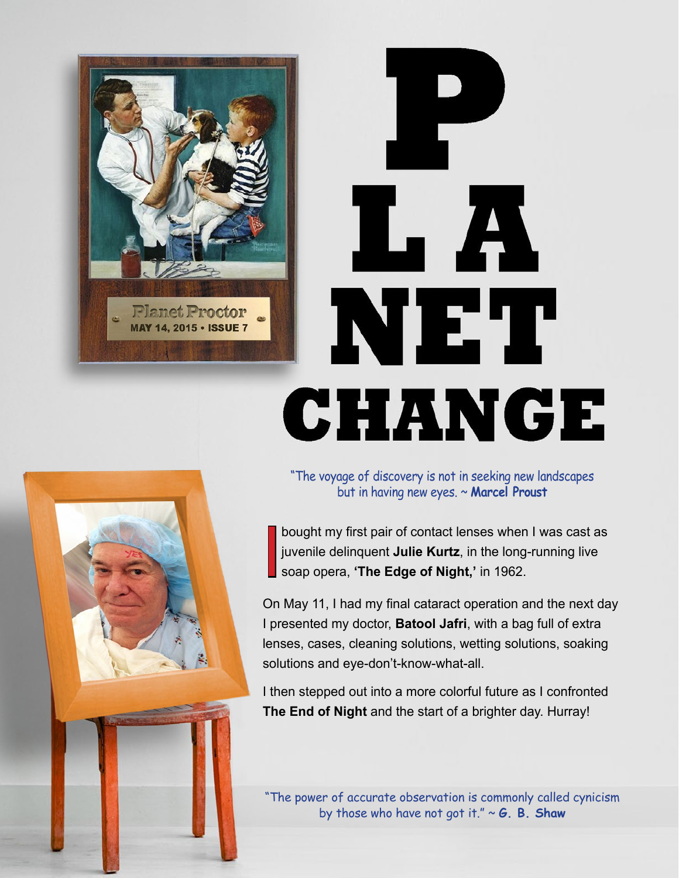Planet Proctor
MAY 14, 2015 • ISSUE 7

# PLANET CHANGE

"The voyage of discovery is not in seeking new landscapes but in having new eyes. ~ **Marcel Proust**

I bought my first pair of contact lenses when I was cast as juvenile delinquent **Julie Kurtz**, in the long-running live soap opera, **'The Edge of Night,'** in 1962.

On May 11, I had my final cataract operation and the next day I presented my doctor, **Batool Jafri**, with a bag full of extra lenses, cases, cleaning solutions, wetting solutions, soaking solutions and eye-don't-know-what-all.

I then stepped out into a more colorful future as I confronted **The End of Night** and the start of a brighter day. Hurray!

"The power of accurate observation is commonly called cynicism by those who have not got it." ~ **G. B. Shaw**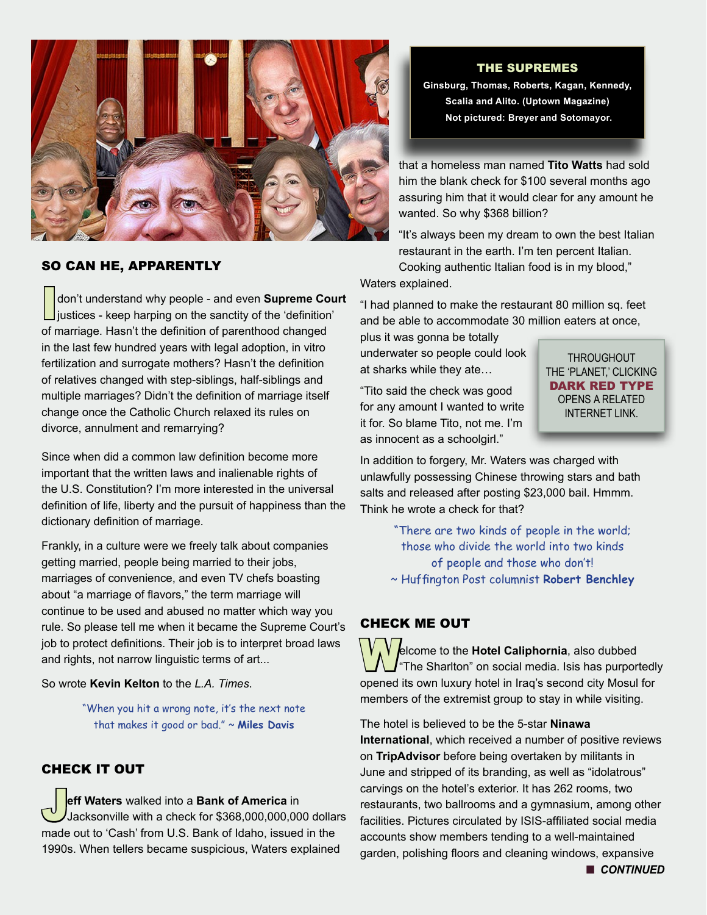**THE SUPREMES**

**Ginsburg, Thomas, Roberts, Kagan, Kennedy, Scalia and Alito. (Uptown Magazine)**

**Not pictured: Breyer and Sotomayor.**

## SO CAN HE, APPARENTLY

I don't understand why people - and even **Supreme Court** justices - keep harping on the sanctity of the 'definition' of marriage. Hasn't the definition of parenthood changed in the last few hundred years with legal adoption, in vitro fertilization and surrogate mothers? Hasn't the definition of relatives changed with step-siblings, half-siblings and multiple marriages? Didn't the definition of marriage itself change once the Catholic Church relaxed its rules on divorce, annulment and remarrying?

Since when did a common law definition become more important that the written laws and inalienable rights of the U.S. Constitution? I'm more interested in the universal definition of life, liberty and the pursuit of happiness than the dictionary definition of marriage.

Frankly, in a culture were we freely talk about companies getting married, people being married to their jobs, marriages of convenience, and even TV chefs boasting about "a marriage of flavors," the term marriage will continue to be used and abused no matter which way you rule. So please tell me when it became the Supreme Court's job to protect definitions. Their job is to interpret broad laws and rights, not narrow linguistic terms of art...

So wrote **Kevin Kelton** to the *L.A. Times.*

"When you hit a wrong note, it's the next note that makes it good or bad." ~ **Miles Davis**

## CHECK IT OUT

**Jeff Waters** walked into a **Bank of America** in Jacksonville with a check for $368,000,000,000 dollars made out to 'Cash' from U.S. Bank of Idaho, issued in the 1990s. When tellers became suspicious, Waters explained that a homeless man named **Tito Watts** had sold him the blank check for $100 several months ago assuring him that it would clear for any amount he wanted. So why $368 billion?

"It's always been my dream to own the best Italian restaurant in the earth. I'm ten percent Italian. Cooking authentic Italian food is in my blood," Waters explained.

"I had planned to make the restaurant 80 million sq. feet and be able to accommodate 30 million eaters at once, plus it was gonna be totally underwater so people could look at sharks while they ate…

"Tito said the check was good for any amount I wanted to write it for. So blame Tito, not me. I'm as innocent as a schoolgirl."

THROUGHOUT THE 'PLANET,' CLICKING **DARK RED TYPE** OPENS A RELATED INTERNET LINK.

In addition to forgery, Mr. Waters was charged with unlawfully possessing Chinese throwing stars and bath salts and released after posting $23,000 bail. Hmmm. Think he wrote a check for that?

"There are two kinds of people in the world; those who divide the world into two kinds of people and those who don't!
~ Huffington Post columnist **Robert Benchley**

## CHECK ME OUT

Welcome to the **Hotel Caliphornia**, also dubbed "The Sharlton" on social media. Isis has purportedly opened its own luxury hotel in Iraq's second city Mosul for members of the extremist group to stay in while visiting.

The hotel is believed to be the 5-star **Ninawa International**, which received a number of positive reviews on **TripAdvisor** before being overtaken by militants in June and stripped of its branding, as well as "idolatrous" carvings on the hotel's exterior. It has 262 rooms, two restaurants, two ballrooms and a gymnasium, among other facilities. Pictures circulated by ISIS-affiliated social media accounts show members tending to a well-maintained garden, polishing floors and cleaning windows, expansive

***CONTINUED***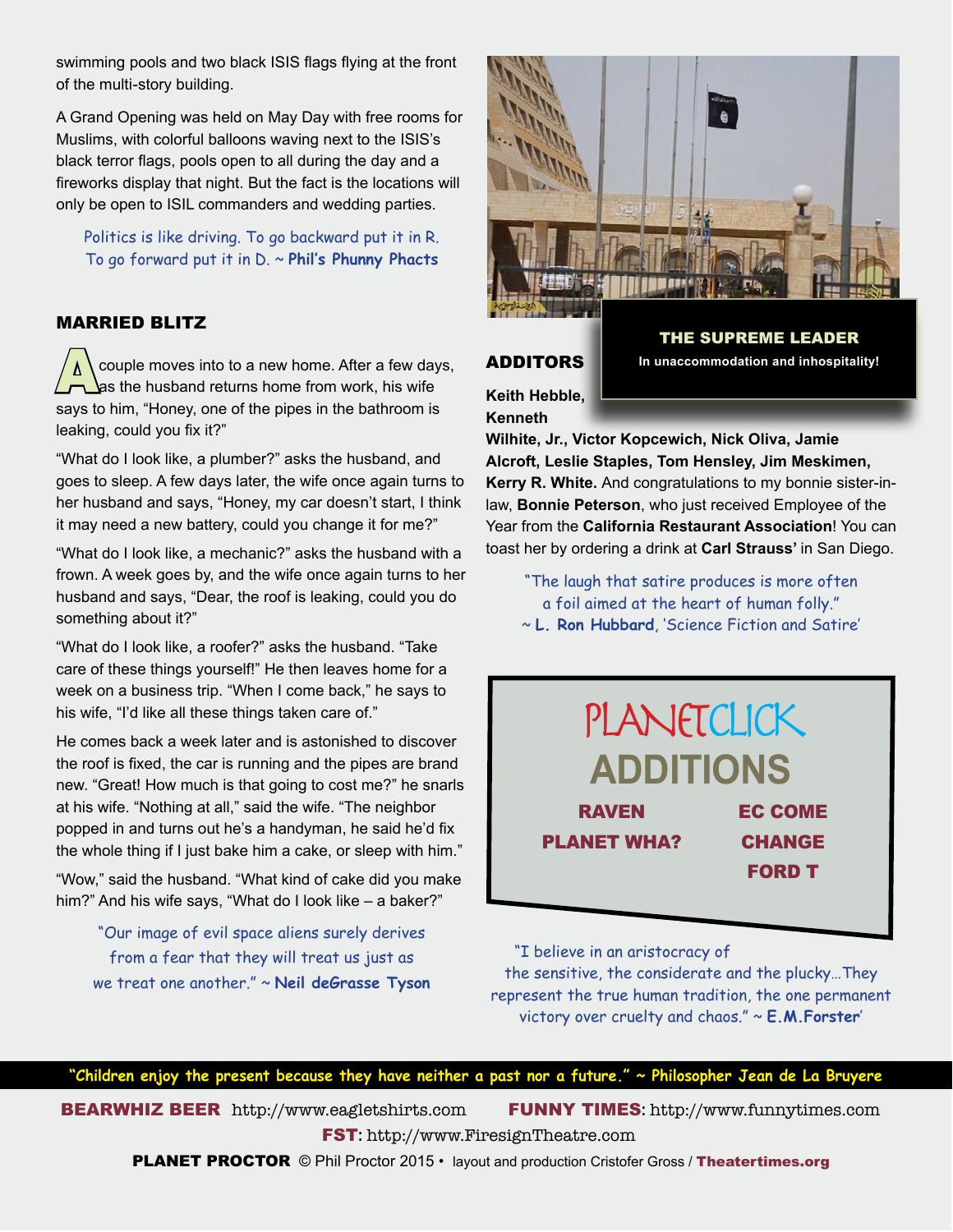swimming pools and two black ISIS flags flying at the front of the multi-story building.

A Grand Opening was held on May Day with free rooms for Muslims, with colorful balloons waving next to the ISIS's black terror flags, pools open to all during the day and a fireworks display that night. But the fact is the locations will only be open to ISIL commanders and wedding parties.

*Politics is like driving. To go backward put it in R. To go forward put it in D. ~ **Phil's Phunny Phacts***

**THE SUPREME LEADER**

**In unaccommodation and inhospitality!**

## MARRIED BLITZ

A couple moves into to a new home. After a few days, as the husband returns home from work, his wife says to him, "Honey, one of the pipes in the bathroom is leaking, could you fix it?"

"What do I look like, a plumber?" asks the husband, and goes to sleep. A few days later, the wife once again turns to her husband and says, "Honey, my car doesn't start, I think it may need a new battery, could you change it for me?"

"What do I look like, a mechanic?" asks the husband with a frown. A week goes by, and the wife once again turns to her husband and says, "Dear, the roof is leaking, could you do something about it?"

"What do I look like, a roofer?" asks the husband. "Take care of these things yourself!" He then leaves home for a week on a business trip. "When I come back," he says to his wife, "I'd like all these things taken care of."

He comes back a week later and is astonished to discover the roof is fixed, the car is running and the pipes are brand new. "Great! How much is that going to cost me?" he snarls at his wife. "Nothing at all," said the wife. "The neighbor popped in and turns out he's a handyman, he said he'd fix the whole thing if I just bake him a cake, or sleep with him."

"Wow," said the husband. "What kind of cake did you make him?" And his wife says, "What do I look like – a baker?"

*"Our image of evil space aliens surely derives from a fear that they will treat us just as we treat one another." ~ **Neil deGrasse Tyson***

## ADDITORS

**Keith Hebble, Kenneth Wilhite, Jr., Victor Kopcewich, Nick Oliva, Jamie Alcroft, Leslie Staples, Tom Hensley, Jim Meskimen, Kerry R. White.** And congratulations to my bonnie sister-in-law, **Bonnie Peterson**, who just received Employee of the Year from the **California Restaurant Association**! You can toast her by ordering a drink at **Carl Strauss'** in San Diego.

*"The laugh that satire produces is more often a foil aimed at the heart of human folly." ~ **L. Ron Hubbard**, 'Science Fiction and Satire'*

## PLANETCLICK ADDITIONS

| | |
|---|---|
| **RAVEN** | **EC COME** |
| **PLANET WHA?** | **CHANGE** |
| | **FORD T** |

*"I believe in an aristocracy of the sensitive, the considerate and the plucky…They represent the true human tradition, the one permanent victory over cruelty and chaos." ~ **E.M.Forster**'*

***"Children enjoy the present because they have neither a past nor a future." ~ Philosopher Jean de La Bruyere***

**BEARWHIZ BEER** http://www.eagletshirts.com **FUNNY TIMES**: http://www.funnytimes.com

**FST**: http://www.FiresignTheatre.com

**PLANET PROCTOR** © Phil Proctor 2015 • layout and production Cristofer Gross / **Theatertimes.org**